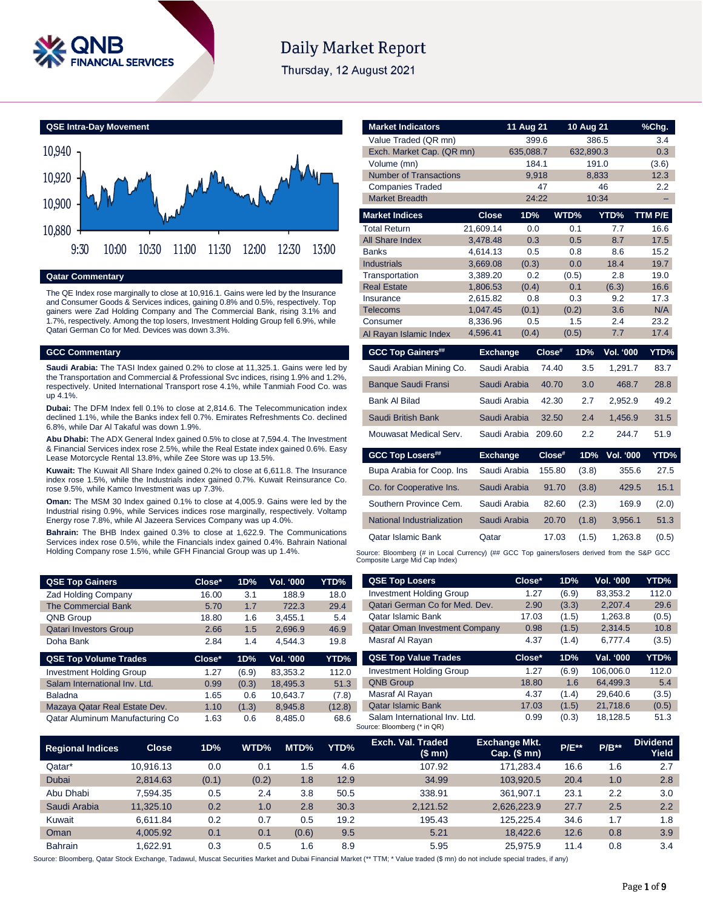# Daily Market Report

Thursday, 12 August 2021

## QSE Intra-Day Movement

## Qatar Commentary

The QE Index rose marginally to close at 10,916.1. Gains were led by the Insurance and Consumer Goods & Services indices, gaining 0.8% and 0.5%, respectively. Top gainers were Zad Holding Company and The Commercial Bank, rising 3.1% and 1.7%, respectively. Among the top losers, Investment Holding Group fell 6.9%, while Qatari German Co for Med. Devices was down 3.3%.

## GCC Commentary

**Saudi Arabia:** The TASI Index gained 0.2% to close at 11,325.1. Gains were led by the Transportation and Commercial & Professional Svc indices, rising 1.9% and 1.2%, respectively. United International Transport rose 4.1%, while Tanmiah Food Co. was up 4.1%.

**Dubai:** The DFM Index fell 0.1% to close at 2,814.6. The Telecommunication index declined 1.1%, while the Banks index fell 0.7%. Emirates Refreshments Co. declined 6.8%, while Dar Al Takaful was down 1.9%.

**Abu Dhabi:** The ADX General Index gained 0.5% to close at 7,594.4. The Investment & Financial Services index rose 2.5%, while the Real Estate index gained 0.6%. Easy Lease Motorcycle Rental 13.8%, while Zee Store was up 13.5%.

**Kuwait:** The Kuwait All Share Index gained 0.2% to close at 6,611.8. The Insurance index rose 1.5%, while the Industrials index gained 0.7%. Kuwait Reinsurance Co. rose 9.5%, while Kamco Investment was up 7.3%.

**Oman:** The MSM 30 Index gained 0.1% to close at 4,005.9. Gains were led by the Industrial rising 0.9%, while Services indices rose marginally, respectively. Voltamp Energy rose 7.8%, while Al Jazeera Services Company was up 4.0%.

**Bahrain:** The BHB Index gained 0.3% to close at 1,622.9. The Communications Services index rose 0.5%, while the Financials index gained 0.4%. Bahrain National Holding Company rose 1.5%, while GFH Financial Group was up 1.4%.

| Market Indicators | 11 Aug 21 | 10 Aug 21 | %Chg. |
|---|---|---|---|
| Value Traded (QR mn) | 399.6 | 386.5 | 3.4 |
| Exch. Market Cap. (QR mn) | 635,088.7 | 632,890.3 | 0.3 |
| Volume (mn) | 184.1 | 191.0 | (3.6) |
| Number of Transactions | 9,918 | 8,833 | 12.3 |
| Companies Traded | 47 | 46 | 2.2 |
| Market Breadth | 24:22 | 10:34 | – |

| Market Indices | Close | 1D% | WTD% | YTD% | TTM P/E |
|---|---|---|---|---|---|
| Total Return | 21,609.14 | 0.0 | 0.1 | 7.7 | 16.6 |
| All Share Index | 3,478.48 | 0.3 | 0.5 | 8.7 | 17.5 |
| Banks | 4,614.13 | 0.5 | 0.8 | 8.6 | 15.2 |
| Industrials | 3,669.08 | (0.3) | 0.0 | 18.4 | 19.7 |
| Transportation | 3,389.20 | 0.2 | (0.5) | 2.8 | 19.0 |
| Real Estate | 1,806.53 | (0.4) | 0.1 | (6.3) | 16.6 |
| Insurance | 2,615.82 | 0.8 | 0.3 | 9.2 | 17.3 |
| Telecoms | 1,047.45 | (0.1) | (0.2) | 3.6 | N/A |
| Consumer | 8,336.96 | 0.5 | 1.5 | 2.4 | 23.2 |
| Al Rayan Islamic Index | 4,596.41 | (0.4) | (0.5) | 7.7 | 17.4 |

| GCC Top Gainers## | Exchange | Close# | 1D% | Vol. '000 | YTD% |
|---|---|---|---|---|---|
| Saudi Arabian Mining Co. | Saudi Arabia | 74.40 | 3.5 | 1,291.7 | 83.7 |
| Banque Saudi Fransi | Saudi Arabia | 40.70 | 3.0 | 468.7 | 28.8 |
| Bank Al Bilad | Saudi Arabia | 42.30 | 2.7 | 2,952.9 | 49.2 |
| Saudi British Bank | Saudi Arabia | 32.50 | 2.4 | 1,456.9 | 31.5 |
| Mouwasat Medical Serv. | Saudi Arabia | 209.60 | 2.2 | 244.7 | 51.9 |

| GCC Top Losers## | Exchange | Close# | 1D% | Vol. '000 | YTD% |
|---|---|---|---|---|---|
| Bupa Arabia for Coop. Ins | Saudi Arabia | 155.80 | (3.8) | 355.6 | 27.5 |
| Co. for Cooperative Ins. | Saudi Arabia | 91.70 | (3.8) | 429.5 | 15.1 |
| Southern Province Cem. | Saudi Arabia | 82.60 | (2.3) | 169.9 | (2.0) |
| National Industrialization | Saudi Arabia | 20.70 | (1.8) | 3,956.1 | 51.3 |
| Qatar Islamic Bank | Qatar | 17.03 | (1.5) | 1,263.8 | (0.5) |

Source: Bloomberg (# in Local Currency) (## GCC Top gainers/losers derived from the S&P GCC Composite Large Mid Cap Index)

| QSE Top Gainers | Close* | 1D% | Vol. '000 | YTD% |
|---|---|---|---|---|
| Zad Holding Company | 16.00 | 3.1 | 188.9 | 18.0 |
| The Commercial Bank | 5.70 | 1.7 | 722.3 | 29.4 |
| QNB Group | 18.80 | 1.6 | 3,455.1 | 5.4 |
| Qatari Investors Group | 2.66 | 1.5 | 2,696.9 | 46.9 |
| Doha Bank | 2.84 | 1.4 | 4,544.3 | 19.8 |

| QSE Top Volume Trades | Close* | 1D% | Vol. '000 | YTD% |
|---|---|---|---|---|
| Investment Holding Group | 1.27 | (6.9) | 83,353.2 | 112.0 |
| Salam International Inv. Ltd. | 0.99 | (0.3) | 18,495.3 | 51.3 |
| Baladna | 1.65 | 0.6 | 10,643.7 | (7.8) |
| Mazaya Qatar Real Estate Dev. | 1.10 | (1.3) | 8,945.8 | (12.8) |
| Qatar Aluminum Manufacturing Co | 1.63 | 0.6 | 8,485.0 | 68.6 |

| QSE Top Losers | Close* | 1D% | Vol. '000 | YTD% |
|---|---|---|---|---|
| Investment Holding Group | 1.27 | (6.9) | 83,353.2 | 112.0 |
| Qatari German Co for Med. Dev. | 2.90 | (3.3) | 2,207.4 | 29.6 |
| Qatar Islamic Bank | 17.03 | (1.5) | 1,263.8 | (0.5) |
| Qatar Oman Investment Company | 0.98 | (1.5) | 2,314.5 | 10.8 |
| Masraf Al Rayan | 4.37 | (1.4) | 6,777.4 | (3.5) |

| QSE Top Value Trades | Close* | 1D% | Val. '000 | YTD% |
|---|---|---|---|---|
| Investment Holding Group | 1.27 | (6.9) | 106,006.0 | 112.0 |
| QNB Group | 18.80 | 1.6 | 64,499.3 | 5.4 |
| Masraf Al Rayan | 4.37 | (1.4) | 29,640.6 | (3.5) |
| Qatar Islamic Bank | 17.03 | (1.5) | 21,718.6 | (0.5) |
| Salam International Inv. Ltd. | 0.99 | (0.3) | 18,128.5 | 51.3 |

Source: Bloomberg (* in QR)

| Regional Indices | Close | 1D% | WTD% | MTD% | YTD% | Exch. Val. Traded ($ mn) | Exchange Mkt. Cap. ($ mn) | P/E** | P/B** | Dividend Yield |
|---|---|---|---|---|---|---|---|---|---|---|
| Qatar* | 10,916.13 | 0.0 | 0.1 | 1.5 | 4.6 | 107.92 | 171,283.4 | 16.6 | 1.6 | 2.7 |
| Dubai | 2,814.63 | (0.1) | (0.2) | 1.8 | 12.9 | 34.99 | 103,920.5 | 20.4 | 1.0 | 2.8 |
| Abu Dhabi | 7,594.35 | 0.5 | 2.4 | 3.8 | 50.5 | 338.91 | 361,907.1 | 23.1 | 2.2 | 3.0 |
| Saudi Arabia | 11,325.10 | 0.2 | 1.0 | 2.8 | 30.3 | 2,121.52 | 2,626,223.9 | 27.7 | 2.5 | 2.2 |
| Kuwait | 6,611.84 | 0.2 | 0.7 | 1.9 | 19.2 | 195.43 | 125,225.4 | 34.6 | 1.7 | 1.8 |
| Oman | 4,005.92 | 0.1 | 0.1 | (0.6) | 9.5 | 5.21 | 18,422.6 | 12.6 | 0.8 | 3.9 |
| Bahrain | 1,622.91 | 0.3 | 0.5 | 1.6 | 8.9 | 5.95 | 25,975.9 | 11.4 | 0.8 | 3.4 |

Source: Bloomberg, Qatar Stock Exchange, Tadawul, Muscat Securities Market and Dubai Financial Market (** TTM; * Value traded ($ mn) do not include special trades, if any)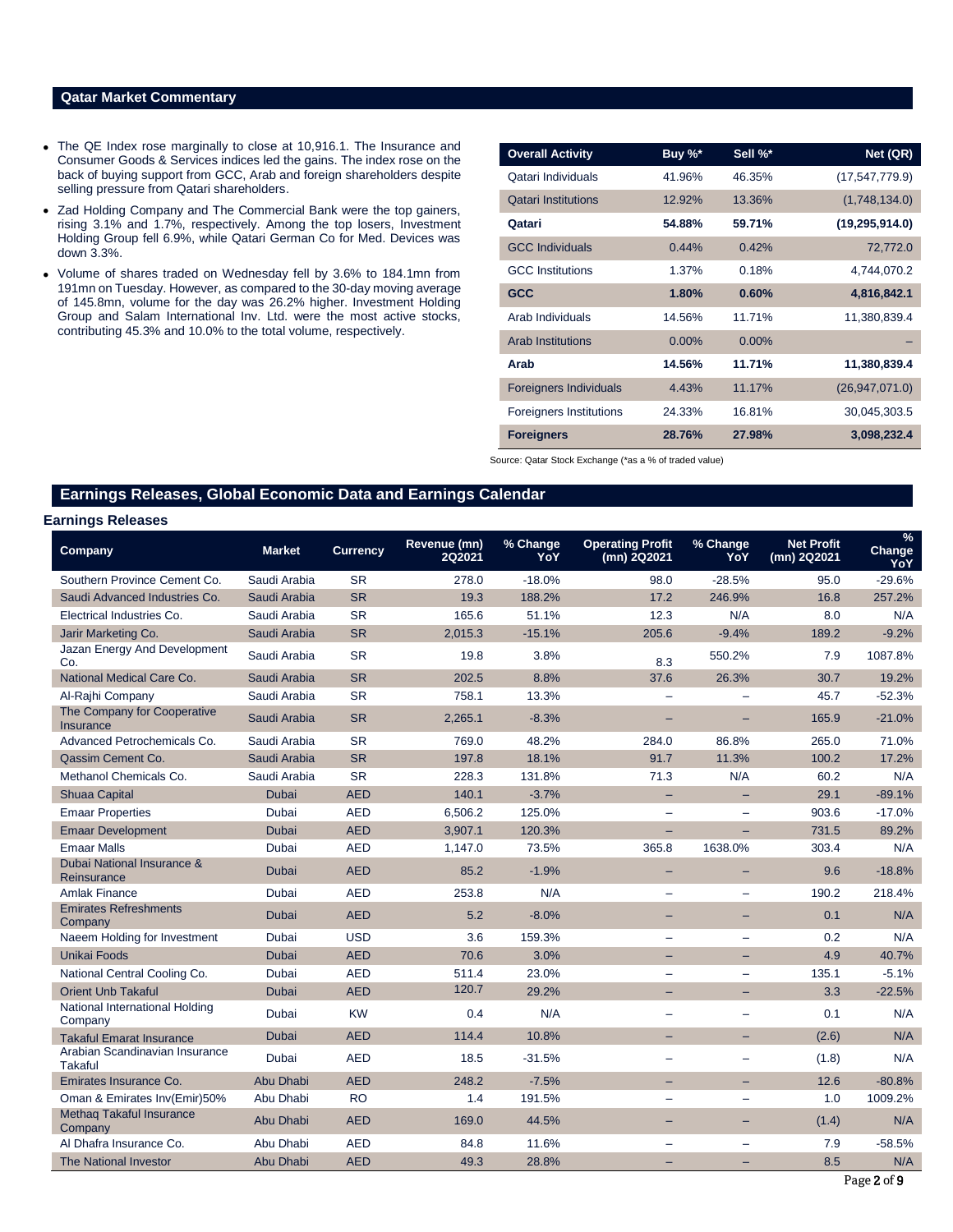## Qatar Market Commentary

- The QE Index rose marginally to close at 10,916.1. The Insurance and Consumer Goods & Services indices led the gains. The index rose on the back of buying support from GCC, Arab and foreign shareholders despite selling pressure from Qatari shareholders.
- Zad Holding Company and The Commercial Bank were the top gainers, rising 3.1% and 1.7%, respectively. Among the top losers, Investment Holding Group fell 6.9%, while Qatari German Co for Med. Devices was down 3.3%.
- Volume of shares traded on Wednesday fell by 3.6% to 184.1mn from 191mn on Tuesday. However, as compared to the 30-day moving average of 145.8mn, volume for the day was 26.2% higher. Investment Holding Group and Salam International Inv. Ltd. were the most active stocks, contributing 45.3% and 10.0% to the total volume, respectively.

| Overall Activity | Buy %* | Sell %* | Net (QR) |
|---|---|---|---|
| Qatari Individuals | 41.96% | 46.35% | (17,547,779.9) |
| Qatari Institutions | 12.92% | 13.36% | (1,748,134.0) |
| **Qatari** | **54.88%** | **59.71%** | **(19,295,914.0)** |
| GCC Individuals | 0.44% | 0.42% | 72,772.0 |
| GCC Institutions | 1.37% | 0.18% | 4,744,070.2 |
| **GCC** | **1.80%** | **0.60%** | **4,816,842.1** |
| Arab Individuals | 14.56% | 11.71% | 11,380,839.4 |
| Arab Institutions | 0.00% | 0.00% | – |
| **Arab** | **14.56%** | **11.71%** | **11,380,839.4** |
| Foreigners Individuals | 4.43% | 11.17% | (26,947,071.0) |
| Foreigners Institutions | 24.33% | 16.81% | 30,045,303.5 |
| **Foreigners** | **28.76%** | **27.98%** | **3,098,232.4** |

Source: Qatar Stock Exchange (*as a % of traded value)

## Earnings Releases, Global Economic Data and Earnings Calendar

### Earnings Releases

| Company | Market | Currency | Revenue (mn) 2Q2021 | % Change YoY | Operating Profit (mn) 2Q2021 | % Change YoY | Net Profit (mn) 2Q2021 | % Change YoY |
|---|---|---|---|---|---|---|---|---|
| Southern Province Cement Co. | Saudi Arabia | SR | 278.0 | -18.0% | 98.0 | -28.5% | 95.0 | -29.6% |
| Saudi Advanced Industries Co. | Saudi Arabia | SR | 19.3 | 188.2% | 17.2 | 246.9% | 16.8 | 257.2% |
| Electrical Industries Co. | Saudi Arabia | SR | 165.6 | 51.1% | 12.3 | N/A | 8.0 | N/A |
| Jarir Marketing Co. | Saudi Arabia | SR | 2,015.3 | -15.1% | 205.6 | -9.4% | 189.2 | -9.2% |
| Jazan Energy And Development Co. | Saudi Arabia | SR | 19.8 | 3.8% | 8.3 | 550.2% | 7.9 | 1087.8% |
| National Medical Care Co. | Saudi Arabia | SR | 202.5 | 8.8% | 37.6 | 26.3% | 30.7 | 19.2% |
| Al-Rajhi Company | Saudi Arabia | SR | 758.1 | 13.3% | – | – | 45.7 | -52.3% |
| The Company for Cooperative Insurance | Saudi Arabia | SR | 2,265.1 | -8.3% | – | – | 165.9 | -21.0% |
| Advanced Petrochemicals Co. | Saudi Arabia | SR | 769.0 | 48.2% | 284.0 | 86.8% | 265.0 | 71.0% |
| Qassim Cement Co. | Saudi Arabia | SR | 197.8 | 18.1% | 91.7 | 11.3% | 100.2 | 17.2% |
| Methanol Chemicals Co. | Saudi Arabia | SR | 228.3 | 131.8% | 71.3 | N/A | 60.2 | N/A |
| Shuaa Capital | Dubai | AED | 140.1 | -3.7% | – | – | 29.1 | -89.1% |
| Emaar Properties | Dubai | AED | 6,506.2 | 125.0% | – | – | 903.6 | -17.0% |
| Emaar Development | Dubai | AED | 3,907.1 | 120.3% | – | – | 731.5 | 89.2% |
| Emaar Malls | Dubai | AED | 1,147.0 | 73.5% | 365.8 | 1638.0% | 303.4 | N/A |
| Dubai National Insurance & Reinsurance | Dubai | AED | 85.2 | -1.9% | – | – | 9.6 | -18.8% |
| Amlak Finance | Dubai | AED | 253.8 | N/A | – | – | 190.2 | 218.4% |
| Emirates Refreshments Company | Dubai | AED | 5.2 | -8.0% | – | – | 0.1 | N/A |
| Naeem Holding for Investment | Dubai | USD | 3.6 | 159.3% | – | – | 0.2 | N/A |
| Unikai Foods | Dubai | AED | 70.6 | 3.0% | – | – | 4.9 | 40.7% |
| National Central Cooling Co. | Dubai | AED | 511.4 | 23.0% | – | – | 135.1 | -5.1% |
| Orient Unb Takaful | Dubai | AED | 120.7 | 29.2% | – | – | 3.3 | -22.5% |
| National International Holding Company | Dubai | KW | 0.4 | N/A | – | – | 0.1 | N/A |
| Takaful Emarat Insurance | Dubai | AED | 114.4 | 10.8% | – | – | (2.6) | N/A |
| Arabian Scandinavian Insurance Takaful | Dubai | AED | 18.5 | -31.5% | – | – | (1.8) | N/A |
| Emirates Insurance Co. | Abu Dhabi | AED | 248.2 | -7.5% | – | – | 12.6 | -80.8% |
| Oman & Emirates Inv(Emir)50% | Abu Dhabi | RO | 1.4 | 191.5% | – | – | 1.0 | 1009.2% |
| Methaq Takaful Insurance Company | Abu Dhabi | AED | 169.0 | 44.5% | – | – | (1.4) | N/A |
| Al Dhafra Insurance Co. | Abu Dhabi | AED | 84.8 | 11.6% | – | – | 7.9 | -58.5% |
| The National Investor | Abu Dhabi | AED | 49.3 | 28.8% | – | – | 8.5 | N/A |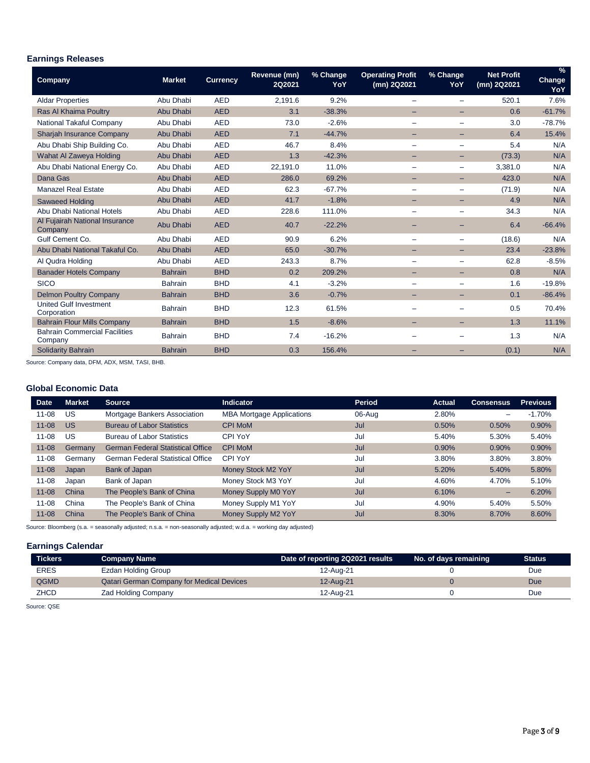### Earnings Releases

| Company | Market | Currency | Revenue (mn) 2Q2021 | % Change YoY | Operating Profit (mn) 2Q2021 | % Change YoY | Net Profit (mn) 2Q2021 | % Change YoY |
|---|---|---|---|---|---|---|---|---|
| Aldar Properties | Abu Dhabi | AED | 2,191.6 | 9.2% | – | – | 520.1 | 7.6% |
| Ras Al Khaima Poultry | Abu Dhabi | AED | 3.1 | -38.3% | – | – | 0.6 | -61.7% |
| National Takaful Company | Abu Dhabi | AED | 73.0 | -2.6% | – | – | 3.0 | -78.7% |
| Sharjah Insurance Company | Abu Dhabi | AED | 7.1 | -44.7% | – | – | 6.4 | 15.4% |
| Abu Dhabi Ship Building Co. | Abu Dhabi | AED | 46.7 | 8.4% | – | – | 5.4 | N/A |
| Wahat Al Zaweya Holding | Abu Dhabi | AED | 1.3 | -42.3% | – | – | (73.3) | N/A |
| Abu Dhabi National Energy Co. | Abu Dhabi | AED | 22,191.0 | 11.0% | – | – | 3,381.0 | N/A |
| Dana Gas | Abu Dhabi | AED | 286.0 | 69.2% | – | – | 423.0 | N/A |
| Manazel Real Estate | Abu Dhabi | AED | 62.3 | -67.7% | – | – | (71.9) | N/A |
| Sawaeed Holding | Abu Dhabi | AED | 41.7 | -1.8% | – | – | 4.9 | N/A |
| Abu Dhabi National Hotels | Abu Dhabi | AED | 228.6 | 111.0% | – | – | 34.3 | N/A |
| Al Fujairah National Insurance Company | Abu Dhabi | AED | 40.7 | -22.2% | – | – | 6.4 | -66.4% |
| Gulf Cement Co. | Abu Dhabi | AED | 90.9 | 6.2% | – | – | (18.6) | N/A |
| Abu Dhabi National Takaful Co. | Abu Dhabi | AED | 65.0 | -30.7% | – | – | 23.4 | -23.8% |
| Al Qudra Holding | Abu Dhabi | AED | 243.3 | 8.7% | – | – | 62.8 | -8.5% |
| Banader Hotels Company | Bahrain | BHD | 0.2 | 209.2% | – | – | 0.8 | N/A |
| SICO | Bahrain | BHD | 4.1 | -3.2% | – | – | 1.6 | -19.8% |
| Delmon Poultry Company | Bahrain | BHD | 3.6 | -0.7% | – | – | 0.1 | -86.4% |
| United Gulf Investment Corporation | Bahrain | BHD | 12.3 | 61.5% | – | – | 0.5 | 70.4% |
| Bahrain Flour Mills Company | Bahrain | BHD | 1.5 | -8.6% | – | – | 1.3 | 11.1% |
| Bahrain Commercial Facilities Company | Bahrain | BHD | 7.4 | -16.2% | – | – | 1.3 | N/A |
| Solidarity Bahrain | Bahrain | BHD | 0.3 | 156.4% | – | – | (0.1) | N/A |

Source: Company data, DFM, ADX, MSM, TASI, BHB.

### Global Economic Data

| Date | Market | Source | Indicator | Period | Actual | Consensus | Previous |
|---|---|---|---|---|---|---|---|
| 11-08 | US | Mortgage Bankers Association | MBA Mortgage Applications | 06-Aug | 2.80% | – | -1.70% |
| 11-08 | US | Bureau of Labor Statistics | CPI MoM | Jul | 0.50% | 0.50% | 0.90% |
| 11-08 | US | Bureau of Labor Statistics | CPI YoY | Jul | 5.40% | 5.30% | 5.40% |
| 11-08 | Germany | German Federal Statistical Office | CPI MoM | Jul | 0.90% | 0.90% | 0.90% |
| 11-08 | Germany | German Federal Statistical Office | CPI YoY | Jul | 3.80% | 3.80% | 3.80% |
| 11-08 | Japan | Bank of Japan | Money Stock M2 YoY | Jul | 5.20% | 5.40% | 5.80% |
| 11-08 | Japan | Bank of Japan | Money Stock M3 YoY | Jul | 4.60% | 4.70% | 5.10% |
| 11-08 | China | The People's Bank of China | Money Supply M0 YoY | Jul | 6.10% | – | 6.20% |
| 11-08 | China | The People's Bank of China | Money Supply M1 YoY | Jul | 4.90% | 5.40% | 5.50% |
| 11-08 | China | The People's Bank of China | Money Supply M2 YoY | Jul | 8.30% | 8.70% | 8.60% |

Source: Bloomberg (s.a. = seasonally adjusted; n.s.a. = non-seasonally adjusted; w.d.a. = working day adjusted)

### Earnings Calendar

| Tickers | Company Name | Date of reporting 2Q2021 results | No. of days remaining | Status |
|---|---|---|---|---|
| ERES | Ezdan Holding Group | 12-Aug-21 | 0 | Due |
| QGMD | Qatari German Company for Medical Devices | 12-Aug-21 | 0 | Due |
| ZHCD | Zad Holding Company | 12-Aug-21 | 0 | Due |

Source: QSE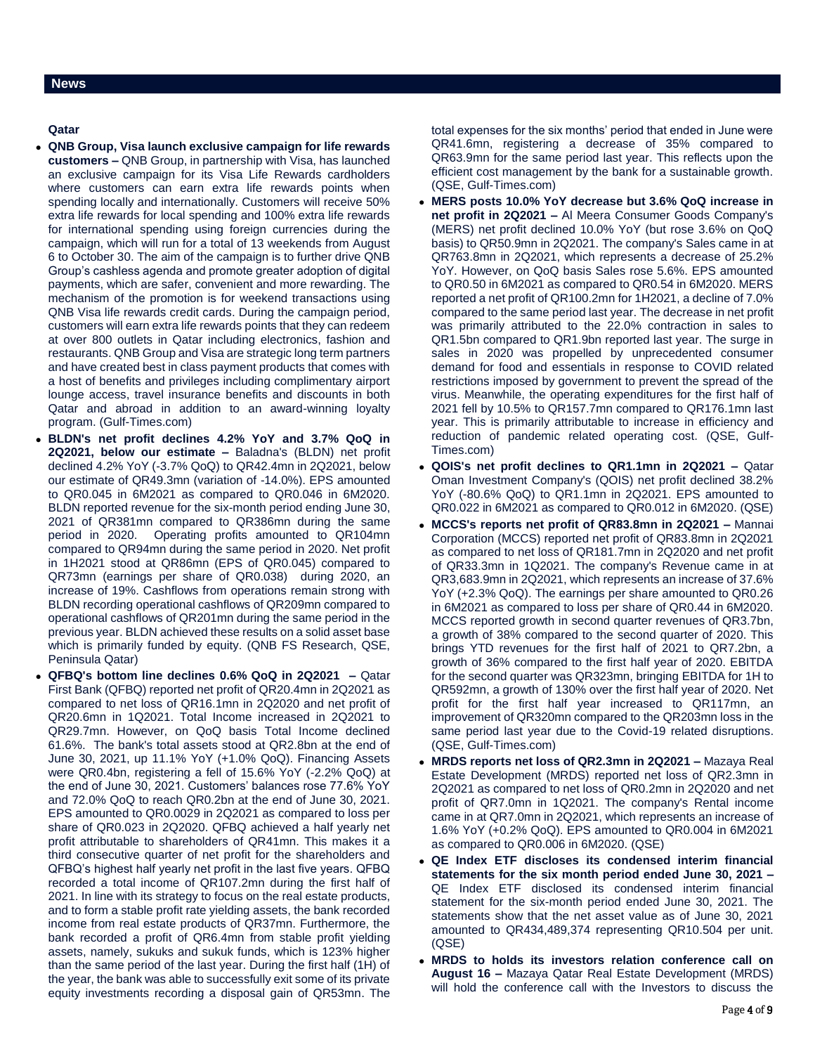## News

### Qatar

- **QNB Group, Visa launch exclusive campaign for life rewards customers –** QNB Group, in partnership with Visa, has launched an exclusive campaign for its Visa Life Rewards cardholders where customers can earn extra life rewards points when spending locally and internationally. Customers will receive 50% extra life rewards for local spending and 100% extra life rewards for international spending using foreign currencies during the campaign, which will run for a total of 13 weekends from August 6 to October 30. The aim of the campaign is to further drive QNB Group's cashless agenda and promote greater adoption of digital payments, which are safer, convenient and more rewarding. The mechanism of the promotion is for weekend transactions using QNB Visa life rewards credit cards. During the campaign period, customers will earn extra life rewards points that they can redeem at over 800 outlets in Qatar including electronics, fashion and restaurants. QNB Group and Visa are strategic long term partners and have created best in class payment products that comes with a host of benefits and privileges including complimentary airport lounge access, travel insurance benefits and discounts in both Qatar and abroad in addition to an award-winning loyalty program. (Gulf-Times.com)
- **BLDN's net profit declines 4.2% YoY and 3.7% QoQ in 2Q2021, below our estimate –** Baladna's (BLDN) net profit declined 4.2% YoY (-3.7% QoQ) to QR42.4mn in 2Q2021, below our estimate of QR49.3mn (variation of -14.0%). EPS amounted to QR0.045 in 6M2021 as compared to QR0.046 in 6M2020. BLDN reported revenue for the six-month period ending June 30, 2021 of QR381mn compared to QR386mn during the same period in 2020. Operating profits amounted to QR104mn compared to QR94mn during the same period in 2020. Net profit in 1H2021 stood at QR86mn (EPS of QR0.045) compared to QR73mn (earnings per share of QR0.038) during 2020, an increase of 19%. Cashflows from operations remain strong with BLDN recording operational cashflows of QR209mn compared to operational cashflows of QR201mn during the same period in the previous year. BLDN achieved these results on a solid asset base which is primarily funded by equity. (QNB FS Research, QSE, Peninsula Qatar)
- **QFBQ's bottom line declines 0.6% QoQ in 2Q2021 –** Qatar First Bank (QFBQ) reported net profit of QR20.4mn in 2Q2021 as compared to net loss of QR16.1mn in 2Q2020 and net profit of QR20.6mn in 1Q2021. Total Income increased in 2Q2021 to QR29.7mn. However, on QoQ basis Total Income declined 61.6%. The bank's total assets stood at QR2.8bn at the end of June 30, 2021, up 11.1% YoY (+1.0% QoQ). Financing Assets were QR0.4bn, registering a fell of 15.6% YoY (-2.2% QoQ) at the end of June 30, 2021. Customers' balances rose 77.6% YoY and 72.0% QoQ to reach QR0.2bn at the end of June 30, 2021. EPS amounted to QR0.0029 in 2Q2021 as compared to loss per share of QR0.023 in 2Q2020. QFBQ achieved a half yearly net profit attributable to shareholders of QR41mn. This makes it a third consecutive quarter of net profit for the shareholders and QFBQ's highest half yearly net profit in the last five years. QFBQ recorded a total income of QR107.2mn during the first half of 2021. In line with its strategy to focus on the real estate products, and to form a stable profit rate yielding assets, the bank recorded income from real estate products of QR37mn. Furthermore, the bank recorded a profit of QR6.4mn from stable profit yielding assets, namely, sukuks and sukuk funds, which is 123% higher than the same period of the last year. During the first half (1H) of the year, the bank was able to successfully exit some of its private equity investments recording a disposal gain of QR53mn. The total expenses for the six months' period that ended in June were QR41.6mn, registering a decrease of 35% compared to QR63.9mn for the same period last year. This reflects upon the efficient cost management by the bank for a sustainable growth. (QSE, Gulf-Times.com)
- **MERS posts 10.0% YoY decrease but 3.6% QoQ increase in net profit in 2Q2021 –** Al Meera Consumer Goods Company's (MERS) net profit declined 10.0% YoY (but rose 3.6% on QoQ basis) to QR50.9mn in 2Q2021. The company's Sales came in at QR763.8mn in 2Q2021, which represents a decrease of 25.2% YoY. However, on QoQ basis Sales rose 5.6%. EPS amounted to QR0.50 in 6M2021 as compared to QR0.54 in 6M2020. MERS reported a net profit of QR100.2mn for 1H2021, a decline of 7.0% compared to the same period last year. The decrease in net profit was primarily attributed to the 22.0% contraction in sales to QR1.5bn compared to QR1.9bn reported last year. The surge in sales in 2020 was propelled by unprecedented consumer demand for food and essentials in response to COVID related restrictions imposed by government to prevent the spread of the virus. Meanwhile, the operating expenditures for the first half of 2021 fell by 10.5% to QR157.7mn compared to QR176.1mn last year. This is primarily attributable to increase in efficiency and reduction of pandemic related operating cost. (QSE, Gulf-Times.com)
- **QOIS's net profit declines to QR1.1mn in 2Q2021 –** Qatar Oman Investment Company's (QOIS) net profit declined 38.2% YoY (-80.6% QoQ) to QR1.1mn in 2Q2021. EPS amounted to QR0.022 in 6M2021 as compared to QR0.012 in 6M2020. (QSE)
- **MCCS's reports net profit of QR83.8mn in 2Q2021 –** Mannai Corporation (MCCS) reported net profit of QR83.8mn in 2Q2021 as compared to net loss of QR181.7mn in 2Q2020 and net profit of QR33.3mn in 1Q2021. The company's Revenue came in at QR3,683.9mn in 2Q2021, which represents an increase of 37.6% YoY (+2.3% QoQ). The earnings per share amounted to QR0.26 in 6M2021 as compared to loss per share of QR0.44 in 6M2020. MCCS reported growth in second quarter revenues of QR3.7bn, a growth of 38% compared to the second quarter of 2020. This brings YTD revenues for the first half of 2021 to QR7.2bn, a growth of 36% compared to the first half year of 2020. EBITDA for the second quarter was QR323mn, bringing EBITDA for 1H to QR592mn, a growth of 130% over the first half year of 2020. Net profit for the first half year increased to QR117mn, an improvement of QR320mn compared to the QR203mn loss in the same period last year due to the Covid-19 related disruptions. (QSE, Gulf-Times.com)
- **MRDS reports net loss of QR2.3mn in 2Q2021 –** Mazaya Real Estate Development (MRDS) reported net loss of QR2.3mn in 2Q2021 as compared to net loss of QR0.2mn in 2Q2020 and net profit of QR7.0mn in 1Q2021. The company's Rental income came in at QR7.0mn in 2Q2021, which represents an increase of 1.6% YoY (+0.2% QoQ). EPS amounted to QR0.004 in 6M2021 as compared to QR0.006 in 6M2020. (QSE)
- **QE Index ETF discloses its condensed interim financial statements for the six month period ended June 30, 2021 –** QE Index ETF disclosed its condensed interim financial statement for the six-month period ended June 30, 2021. The statements show that the net asset value as of June 30, 2021 amounted to QR434,489,374 representing QR10.504 per unit. (QSE)
- **MRDS to holds its investors relation conference call on August 16 –** Mazaya Qatar Real Estate Development (MRDS) will hold the conference call with the Investors to discuss the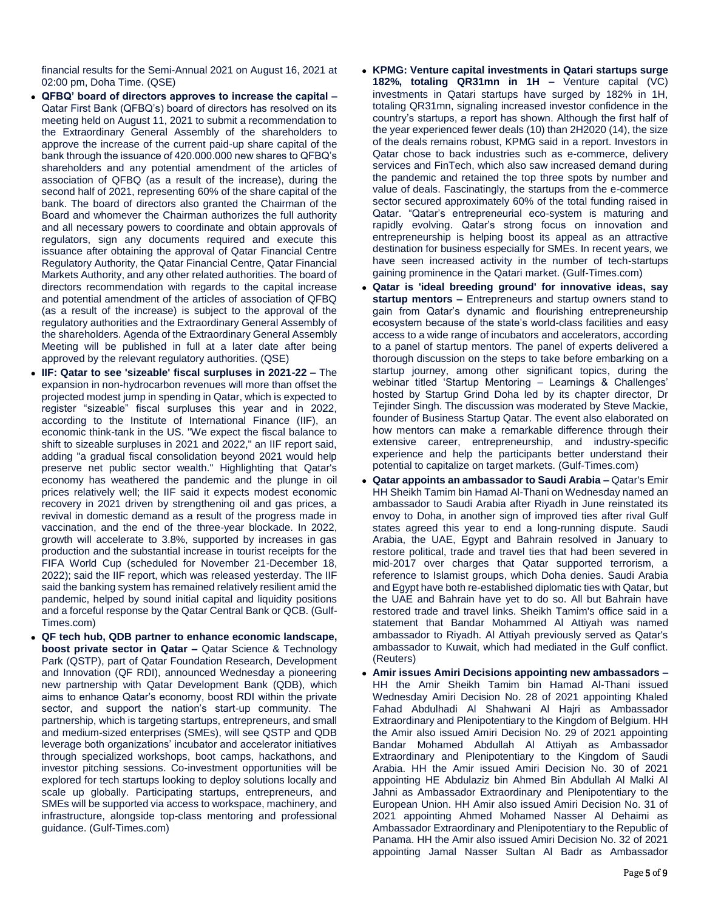financial results for the Semi-Annual 2021 on August 16, 2021 at 02:00 pm, Doha Time. (QSE)

- **QFBQ' board of directors approves to increase the capital –** Qatar First Bank (QFBQ's) board of directors has resolved on its meeting held on August 11, 2021 to submit a recommendation to the Extraordinary General Assembly of the shareholders to approve the increase of the current paid-up share capital of the bank through the issuance of 420.000.000 new shares to QFBQ's shareholders and any potential amendment of the articles of association of QFBQ (as a result of the increase), during the second half of 2021, representing 60% of the share capital of the bank. The board of directors also granted the Chairman of the Board and whomever the Chairman authorizes the full authority and all necessary powers to coordinate and obtain approvals of regulators, sign any documents required and execute this issuance after obtaining the approval of Qatar Financial Centre Regulatory Authority, the Qatar Financial Centre, Qatar Financial Markets Authority, and any other related authorities. The board of directors recommendation with regards to the capital increase and potential amendment of the articles of association of QFBQ (as a result of the increase) is subject to the approval of the regulatory authorities and the Extraordinary General Assembly of the shareholders. Agenda of the Extraordinary General Assembly Meeting will be published in full at a later date after being approved by the relevant regulatory authorities. (QSE)
- **IIF: Qatar to see 'sizeable' fiscal surpluses in 2021-22 –** The expansion in non-hydrocarbon revenues will more than offset the projected modest jump in spending in Qatar, which is expected to register "sizeable" fiscal surpluses this year and in 2022, according to the Institute of International Finance (IIF), an economic think-tank in the US. "We expect the fiscal balance to shift to sizeable surpluses in 2021 and 2022," an IIF report said, adding "a gradual fiscal consolidation beyond 2021 would help preserve net public sector wealth." Highlighting that Qatar's economy has weathered the pandemic and the plunge in oil prices relatively well; the IIF said it expects modest economic recovery in 2021 driven by strengthening oil and gas prices, a revival in domestic demand as a result of the progress made in vaccination, and the end of the three-year blockade. In 2022, growth will accelerate to 3.8%, supported by increases in gas production and the substantial increase in tourist receipts for the FIFA World Cup (scheduled for November 21-December 18, 2022); said the IIF report, which was released yesterday. The IIF said the banking system has remained relatively resilient amid the pandemic, helped by sound initial capital and liquidity positions and a forceful response by the Qatar Central Bank or QCB. (Gulf-Times.com)
- **QF tech hub, QDB partner to enhance economic landscape, boost private sector in Qatar –** Qatar Science & Technology Park (QSTP), part of Qatar Foundation Research, Development and Innovation (QF RDI), announced Wednesday a pioneering new partnership with Qatar Development Bank (QDB), which aims to enhance Qatar's economy, boost RDI within the private sector, and support the nation's start-up community. The partnership, which is targeting startups, entrepreneurs, and small and medium-sized enterprises (SMEs), will see QSTP and QDB leverage both organizations' incubator and accelerator initiatives through specialized workshops, boot camps, hackathons, and investor pitching sessions. Co-investment opportunities will be explored for tech startups looking to deploy solutions locally and scale up globally. Participating startups, entrepreneurs, and SMEs will be supported via access to workspace, machinery, and infrastructure, alongside top-class mentoring and professional guidance. (Gulf-Times.com)
- **KPMG: Venture capital investments in Qatari startups surge 182%, totaling QR31mn in 1H –** Venture capital (VC) investments in Qatari startups have surged by 182% in 1H, totaling QR31mn, signaling increased investor confidence in the country's startups, a report has shown. Although the first half of the year experienced fewer deals (10) than 2H2020 (14), the size of the deals remains robust, KPMG said in a report. Investors in Qatar chose to back industries such as e-commerce, delivery services and FinTech, which also saw increased demand during the pandemic and retained the top three spots by number and value of deals. Fascinatingly, the startups from the e-commerce sector secured approximately 60% of the total funding raised in Qatar. "Qatar's entrepreneurial eco-system is maturing and rapidly evolving. Qatar's strong focus on innovation and entrepreneurship is helping boost its appeal as an attractive destination for business especially for SMEs. In recent years, we have seen increased activity in the number of tech-startups gaining prominence in the Qatari market. (Gulf-Times.com)
- **Qatar is 'ideal breeding ground' for innovative ideas, say startup mentors –** Entrepreneurs and startup owners stand to gain from Qatar's dynamic and flourishing entrepreneurship ecosystem because of the state's world-class facilities and easy access to a wide range of incubators and accelerators, according to a panel of startup mentors. The panel of experts delivered a thorough discussion on the steps to take before embarking on a startup journey, among other significant topics, during the webinar titled 'Startup Mentoring – Learnings & Challenges' hosted by Startup Grind Doha led by its chapter director, Dr Tejinder Singh. The discussion was moderated by Steve Mackie, founder of Business Startup Qatar. The event also elaborated on how mentors can make a remarkable difference through their extensive career, entrepreneurship, and industry-specific experience and help the participants better understand their potential to capitalize on target markets. (Gulf-Times.com)
- **Qatar appoints an ambassador to Saudi Arabia –** Qatar's Emir HH Sheikh Tamim bin Hamad Al-Thani on Wednesday named an ambassador to Saudi Arabia after Riyadh in June reinstated its envoy to Doha, in another sign of improved ties after rival Gulf states agreed this year to end a long-running dispute. Saudi Arabia, the UAE, Egypt and Bahrain resolved in January to restore political, trade and travel ties that had been severed in mid-2017 over charges that Qatar supported terrorism, a reference to Islamist groups, which Doha denies. Saudi Arabia and Egypt have both re-established diplomatic ties with Qatar, but the UAE and Bahrain have yet to do so. All but Bahrain have restored trade and travel links. Sheikh Tamim's office said in a statement that Bandar Mohammed Al Attiyah was named ambassador to Riyadh. Al Attiyah previously served as Qatar's ambassador to Kuwait, which had mediated in the Gulf conflict. (Reuters)
- **Amir issues Amiri Decisions appointing new ambassadors –** HH the Amir Sheikh Tamim bin Hamad Al-Thani issued Wednesday Amiri Decision No. 28 of 2021 appointing Khaled Fahad Abdulhadi Al Shahwani Al Hajri as Ambassador Extraordinary and Plenipotentiary to the Kingdom of Belgium. HH the Amir also issued Amiri Decision No. 29 of 2021 appointing Bandar Mohamed Abdullah Al Attiyah as Ambassador Extraordinary and Plenipotentiary to the Kingdom of Saudi Arabia. HH the Amir issued Amiri Decision No. 30 of 2021 appointing HE Abdulaziz bin Ahmed Bin Abdullah Al Malki Al Jahni as Ambassador Extraordinary and Plenipotentiary to the European Union. HH Amir also issued Amiri Decision No. 31 of 2021 appointing Ahmed Mohamed Nasser Al Dehaimi as Ambassador Extraordinary and Plenipotentiary to the Republic of Panama. HH the Amir also issued Amiri Decision No. 32 of 2021 appointing Jamal Nasser Sultan Al Badr as Ambassador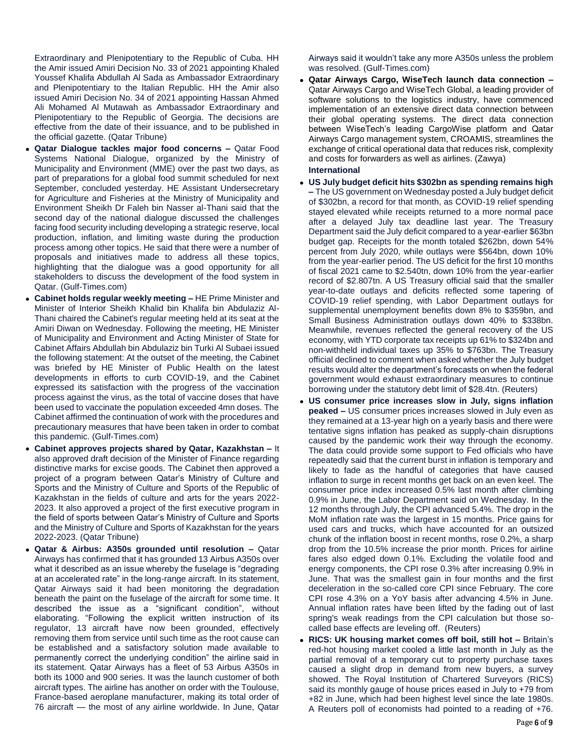Extraordinary and Plenipotentiary to the Republic of Cuba. HH the Amir issued Amiri Decision No. 33 of 2021 appointing Khaled Youssef Khalifa Abdullah Al Sada as Ambassador Extraordinary and Plenipotentiary to the Italian Republic. HH the Amir also issued Amiri Decision No. 34 of 2021 appointing Hassan Ahmed Ali Mohamed Al Mutawah as Ambassador Extraordinary and Plenipotentiary to the Republic of Georgia. The decisions are effective from the date of their issuance, and to be published in the official gazette. (Qatar Tribune)

- **Qatar Dialogue tackles major food concerns –** Qatar Food Systems National Dialogue, organized by the Ministry of Municipality and Environment (MME) over the past two days, as part of preparations for a global food summit scheduled for next September, concluded yesterday. HE Assistant Undersecretary for Agriculture and Fisheries at the Ministry of Municipality and Environment Sheikh Dr Faleh bin Nasser al-Thani said that the second day of the national dialogue discussed the challenges facing food security including developing a strategic reserve, local production, inflation, and limiting waste during the production process among other topics. He said that there were a number of proposals and initiatives made to address all these topics, highlighting that the dialogue was a good opportunity for all stakeholders to discuss the development of the food system in Qatar. (Gulf-Times.com)
- **Cabinet holds regular weekly meeting –** HE Prime Minister and Minister of Interior Sheikh Khalid bin Khalifa bin Abdulaziz Al-Thani chaired the Cabinet's regular meeting held at its seat at the Amiri Diwan on Wednesday. Following the meeting, HE Minister of Municipality and Environment and Acting Minister of State for Cabinet Affairs Abdullah bin Abdulaziz bin Turki Al Subaei issued the following statement: At the outset of the meeting, the Cabinet was briefed by HE Minister of Public Health on the latest developments in efforts to curb COVID-19, and the Cabinet expressed its satisfaction with the progress of the vaccination process against the virus, as the total of vaccine doses that have been used to vaccinate the population exceeded 4mn doses. The Cabinet affirmed the continuation of work with the procedures and precautionary measures that have been taken in order to combat this pandemic. (Gulf-Times.com)
- **Cabinet approves projects shared by Qatar, Kazakhstan –** It also approved draft decision of the Minister of Finance regarding distinctive marks for excise goods. The Cabinet then approved a project of a program between Qatar's Ministry of Culture and Sports and the Ministry of Culture and Sports of the Republic of Kazakhstan in the fields of culture and arts for the years 2022-2023. It also approved a project of the first executive program in the field of sports between Qatar's Ministry of Culture and Sports and the Ministry of Culture and Sports of Kazakhstan for the years 2022-2023. (Qatar Tribune)
- **Qatar & Airbus: A350s grounded until resolution –** Qatar Airways has confirmed that it has grounded 13 Airbus A350s over what it described as an issue whereby the fuselage is "degrading at an accelerated rate" in the long-range aircraft. In its statement, Qatar Airways said it had been monitoring the degradation beneath the paint on the fuselage of the aircraft for some time. It described the issue as a "significant condition", without elaborating. "Following the explicit written instruction of its regulator, 13 aircraft have now been grounded, effectively removing them from service until such time as the root cause can be established and a satisfactory solution made available to permanently correct the underlying condition" the airline said in its statement. Qatar Airways has a fleet of 53 Airbus A350s in both its 1000 and 900 series. It was the launch customer of both aircraft types. The airline has another on order with the Toulouse, France-based aeroplane manufacturer, making its total order of 76 aircraft — the most of any airline worldwide. In June, Qatar Airways said it wouldn't take any more A350s unless the problem was resolved. (Gulf-Times.com)
- **Qatar Airways Cargo, WiseTech launch data connection –** Qatar Airways Cargo and WiseTech Global, a leading provider of software solutions to the logistics industry, have commenced implementation of an extensive direct data connection between their global operating systems. The direct data connection between WiseTech's leading CargoWise platform and Qatar Airways Cargo management system, CROAMIS, streamlines the exchange of critical operational data that reduces risk, complexity and costs for forwarders as well as airlines. (Zawya)

**International**

- **US July budget deficit hits $302bn as spending remains high –** The US government on Wednesday posted a July budget deficit of $302bn, a record for that month, as COVID-19 relief spending stayed elevated while receipts returned to a more normal pace after a delayed July tax deadline last year. The Treasury Department said the July deficit compared to a year-earlier $63bn budget gap. Receipts for the month totaled $262bn, down 54% percent from July 2020, while outlays were $564bn, down 10% from the year-earlier period. The US deficit for the first 10 months of fiscal 2021 came to $2.540tn, down 10% from the year-earlier record of $2.807tn. A US Treasury official said that the smaller year-to-date outlays and deficits reflected some tapering of COVID-19 relief spending, with Labor Department outlays for supplemental unemployment benefits down 8% to $359bn, and Small Business Administration outlays down 40% to $338bn. Meanwhile, revenues reflected the general recovery of the US economy, with YTD corporate tax receipts up 61% to $324bn and non-withheld individual taxes up 35% to $763bn. The Treasury official declined to comment when asked whether the July budget results would alter the department's forecasts on when the federal government would exhaust extraordinary measures to continue borrowing under the statutory debt limit of $28.4tn. (Reuters)
- **US consumer price increases slow in July, signs inflation peaked –** US consumer prices increases slowed in July even as they remained at a 13-year high on a yearly basis and there were tentative signs inflation has peaked as supply-chain disruptions caused by the pandemic work their way through the economy. The data could provide some support to Fed officials who have repeatedly said that the current burst in inflation is temporary and likely to fade as the handful of categories that have caused inflation to surge in recent months get back on an even keel. The consumer price index increased 0.5% last month after climbing 0.9% in June, the Labor Department said on Wednesday. In the 12 months through July, the CPI advanced 5.4%. The drop in the MoM inflation rate was the largest in 15 months. Price gains for used cars and trucks, which have accounted for an outsized chunk of the inflation boost in recent months, rose 0.2%, a sharp drop from the 10.5% increase the prior month. Prices for airline fares also edged down 0.1%. Excluding the volatile food and energy components, the CPI rose 0.3% after increasing 0.9% in June. That was the smallest gain in four months and the first deceleration in the so-called core CPI since February. The core CPI rose 4.3% on a YoY basis after advancing 4.5% in June. Annual inflation rates have been lifted by the fading out of last spring's weak readings from the CPI calculation but those so-called base effects are leveling off. (Reuters)
- **RICS: UK housing market comes off boil, still hot –** Britain's red-hot housing market cooled a little last month in July as the partial removal of a temporary cut to property purchase taxes caused a slight drop in demand from new buyers, a survey showed. The Royal Institution of Chartered Surveyors (RICS) said its monthly gauge of house prices eased in July to +79 from +82 in June, which had been highest level since the late 1980s. A Reuters poll of economists had pointed to a reading of +76.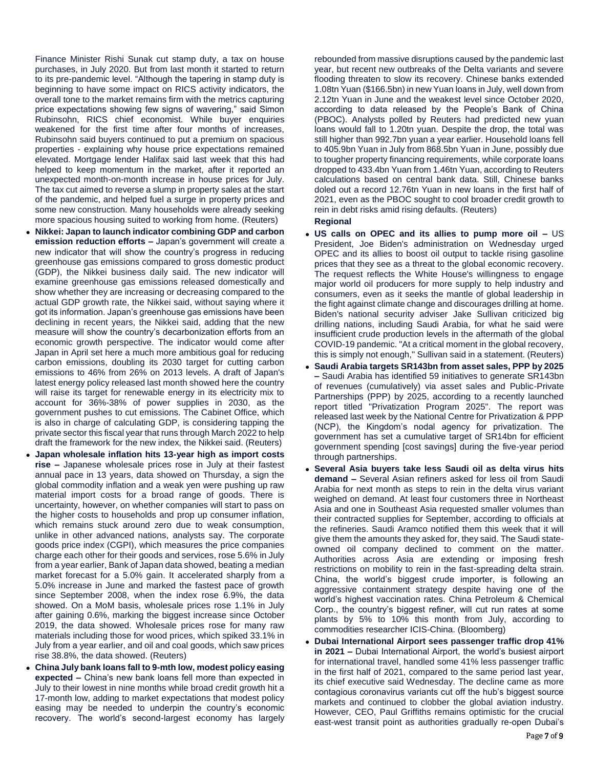Finance Minister Rishi Sunak cut stamp duty, a tax on house purchases, in July 2020. But from last month it started to return to its pre-pandemic level. "Although the tapering in stamp duty is beginning to have some impact on RICS activity indicators, the overall tone to the market remains firm with the metrics capturing price expectations showing few signs of wavering," said Simon Rubinsohn, RICS chief economist. While buyer enquiries weakened for the first time after four months of increases, Rubinsohn said buyers continued to put a premium on spacious properties - explaining why house price expectations remained elevated. Mortgage lender Halifax said last week that this had helped to keep momentum in the market, after it reported an unexpected month-on-month increase in house prices for July. The tax cut aimed to reverse a slump in property sales at the start of the pandemic, and helped fuel a surge in property prices and some new construction. Many households were already seeking more spacious housing suited to working from home. (Reuters)

- **Nikkei: Japan to launch indicator combining GDP and carbon emission reduction efforts –** Japan's government will create a new indicator that will show the country's progress in reducing greenhouse gas emissions compared to gross domestic product (GDP), the Nikkei business daily said. The new indicator will examine greenhouse gas emissions released domestically and show whether they are increasing or decreasing compared to the actual GDP growth rate, the Nikkei said, without saying where it got its information. Japan's greenhouse gas emissions have been declining in recent years, the Nikkei said, adding that the new measure will show the country's decarbonization efforts from an economic growth perspective. The indicator would come after Japan in April set here a much more ambitious goal for reducing carbon emissions, doubling its 2030 target for cutting carbon emissions to 46% from 26% on 2013 levels. A draft of Japan's latest energy policy released last month showed here the country will raise its target for renewable energy in its electricity mix to account for 36%-38% of power supplies in 2030, as the government pushes to cut emissions. The Cabinet Office, which is also in charge of calculating GDP, is considering tapping the private sector this fiscal year that runs through March 2022 to help draft the framework for the new index, the Nikkei said. (Reuters)
- **Japan wholesale inflation hits 13-year high as import costs rise –** Japanese wholesale prices rose in July at their fastest annual pace in 13 years, data showed on Thursday, a sign the global commodity inflation and a weak yen were pushing up raw material import costs for a broad range of goods. There is uncertainty, however, on whether companies will start to pass on the higher costs to households and prop up consumer inflation, which remains stuck around zero due to weak consumption, unlike in other advanced nations, analysts say. The corporate goods price index (CGPI), which measures the price companies charge each other for their goods and services, rose 5.6% in July from a year earlier, Bank of Japan data showed, beating a median market forecast for a 5.0% gain. It accelerated sharply from a 5.0% increase in June and marked the fastest pace of growth since September 2008, when the index rose 6.9%, the data showed. On a MoM basis, wholesale prices rose 1.1% in July after gaining 0.6%, marking the biggest increase since October 2019, the data showed. Wholesale prices rose for many raw materials including those for wood prices, which spiked 33.1% in July from a year earlier, and oil and coal goods, which saw prices rise 38.8%, the data showed. (Reuters)
- **China July bank loans fall to 9-mth low, modest policy easing expected –** China's new bank loans fell more than expected in July to their lowest in nine months while broad credit growth hit a 17-month low, adding to market expectations that modest policy easing may be needed to underpin the country's economic recovery. The world's second-largest economy has largely rebounded from massive disruptions caused by the pandemic last year, but recent new outbreaks of the Delta variants and severe flooding threaten to slow its recovery. Chinese banks extended 1.08tn Yuan ($166.5bn) in new Yuan loans in July, well down from 2.12tn Yuan in June and the weakest level since October 2020, according to data released by the People's Bank of China (PBOC). Analysts polled by Reuters had predicted new yuan loans would fall to 1.20tn yuan. Despite the drop, the total was still higher than 992.7bn yuan a year earlier. Household loans fell to 405.9bn Yuan in July from 868.5bn Yuan in June, possibly due to tougher property financing requirements, while corporate loans dropped to 433.4bn Yuan from 1.46tn Yuan, according to Reuters calculations based on central bank data. Still, Chinese banks doled out a record 12.76tn Yuan in new loans in the first half of 2021, even as the PBOC sought to cool broader credit growth to rein in debt risks amid rising defaults. (Reuters)

**Regional**

- **US calls on OPEC and its allies to pump more oil –** US President, Joe Biden's administration on Wednesday urged OPEC and its allies to boost oil output to tackle rising gasoline prices that they see as a threat to the global economic recovery. The request reflects the White House's willingness to engage major world oil producers for more supply to help industry and consumers, even as it seeks the mantle of global leadership in the fight against climate change and discourages drilling at home. Biden's national security adviser Jake Sullivan criticized big drilling nations, including Saudi Arabia, for what he said were insufficient crude production levels in the aftermath of the global COVID-19 pandemic. "At a critical moment in the global recovery, this is simply not enough," Sullivan said in a statement. (Reuters)
- **Saudi Arabia targets SR143bn from asset sales, PPP by 2025 –** Saudi Arabia has identified 59 initiatives to generate SR143bn of revenues (cumulatively) via asset sales and Public-Private Partnerships (PPP) by 2025, according to a recently launched report titled "Privatization Program 2025". The report was released last week by the National Centre for Privatization & PPP (NCP), the Kingdom's nodal agency for privatization. The government has set a cumulative target of SR14bn for efficient government spending [cost savings] during the five-year period through partnerships.
- **Several Asia buyers take less Saudi oil as delta virus hits demand –** Several Asian refiners asked for less oil from Saudi Arabia for next month as steps to rein in the delta virus variant weighed on demand. At least four customers three in Northeast Asia and one in Southeast Asia requested smaller volumes than their contracted supplies for September, according to officials at the refineries. Saudi Aramco notified them this week that it will give them the amounts they asked for, they said. The Saudi state-owned oil company declined to comment on the matter. Authorities across Asia are extending or imposing fresh restrictions on mobility to rein in the fast-spreading delta strain. China, the world's biggest crude importer, is following an aggressive containment strategy despite having one of the world's highest vaccination rates. China Petroleum & Chemical Corp., the country's biggest refiner, will cut run rates at some plants by 5% to 10% this month from July, according to commodities researcher ICIS-China. (Bloomberg)
- **Dubai International Airport sees passenger traffic drop 41% in 2021 –** Dubai International Airport, the world's busiest airport for international travel, handled some 41% less passenger traffic in the first half of 2021, compared to the same period last year, its chief executive said Wednesday. The decline came as more contagious coronavirus variants cut off the hub's biggest source markets and continued to clobber the global aviation industry. However, CEO, Paul Griffiths remains optimistic for the crucial east-west transit point as authorities gradually re-open Dubai's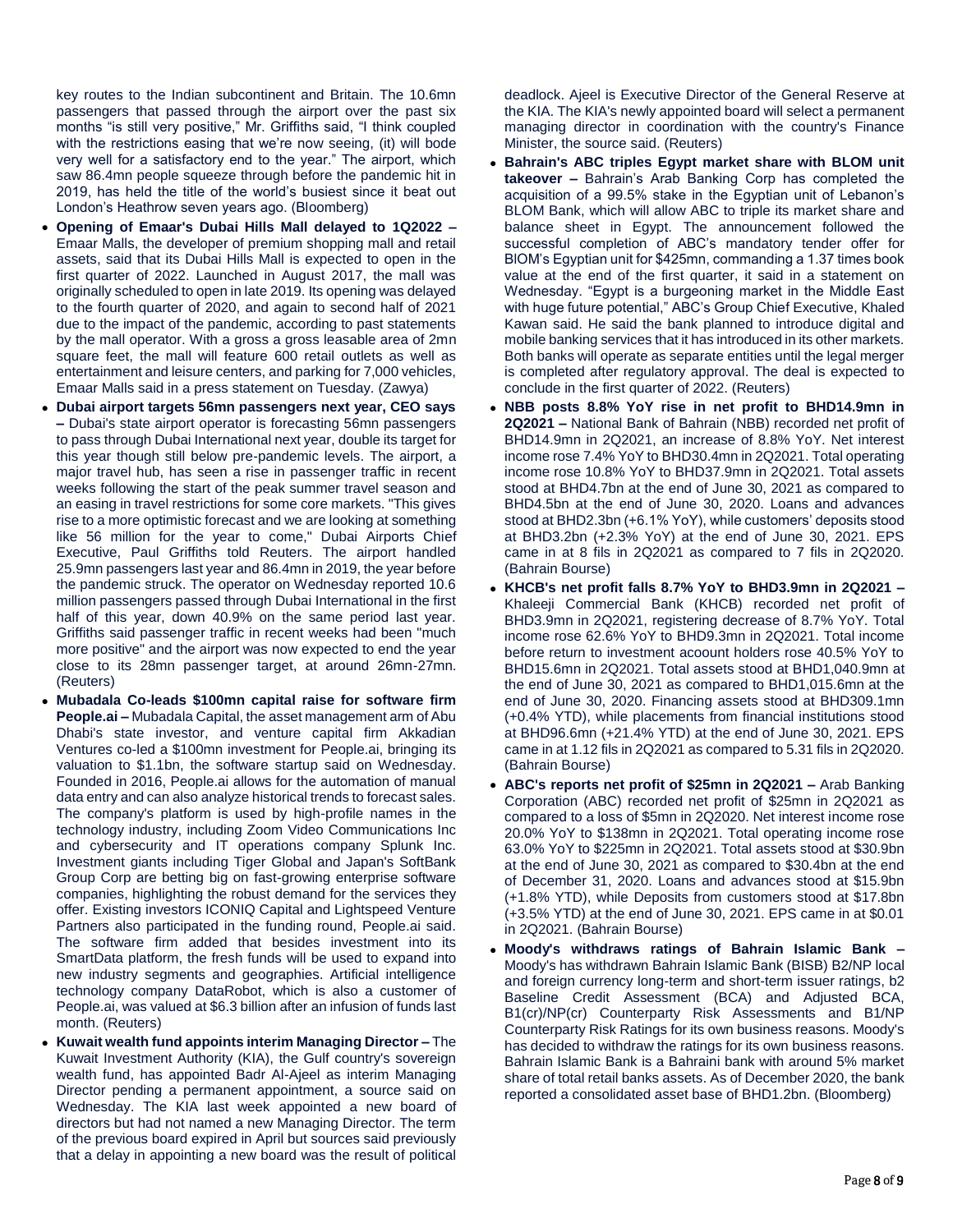key routes to the Indian subcontinent and Britain. The 10.6mn passengers that passed through the airport over the past six months "is still very positive," Mr. Griffiths said, "I think coupled with the restrictions easing that we're now seeing, (it) will bode very well for a satisfactory end to the year." The airport, which saw 86.4mn people squeeze through before the pandemic hit in 2019, has held the title of the world's busiest since it beat out London's Heathrow seven years ago. (Bloomberg)

- **Opening of Emaar's Dubai Hills Mall delayed to 1Q2022 –** Emaar Malls, the developer of premium shopping mall and retail assets, said that its Dubai Hills Mall is expected to open in the first quarter of 2022. Launched in August 2017, the mall was originally scheduled to open in late 2019. Its opening was delayed to the fourth quarter of 2020, and again to second half of 2021 due to the impact of the pandemic, according to past statements by the mall operator. With a gross a gross leasable area of 2mn square feet, the mall will feature 600 retail outlets as well as entertainment and leisure centers, and parking for 7,000 vehicles, Emaar Malls said in a press statement on Tuesday. (Zawya)
- **Dubai airport targets 56mn passengers next year, CEO says –** Dubai's state airport operator is forecasting 56mn passengers to pass through Dubai International next year, double its target for this year though still below pre-pandemic levels. The airport, a major travel hub, has seen a rise in passenger traffic in recent weeks following the start of the peak summer travel season and an easing in travel restrictions for some core markets. "This gives rise to a more optimistic forecast and we are looking at something like 56 million for the year to come," Dubai Airports Chief Executive, Paul Griffiths told Reuters. The airport handled 25.9mn passengers last year and 86.4mn in 2019, the year before the pandemic struck. The operator on Wednesday reported 10.6 million passengers passed through Dubai International in the first half of this year, down 40.9% on the same period last year. Griffiths said passenger traffic in recent weeks had been "much more positive" and the airport was now expected to end the year close to its 28mn passenger target, at around 26mn-27mn. (Reuters)
- **Mubadala Co-leads $100mn capital raise for software firm People.ai –** Mubadala Capital, the asset management arm of Abu Dhabi's state investor, and venture capital firm Akkadian Ventures co-led a $100mn investment for People.ai, bringing its valuation to $1.1bn, the software startup said on Wednesday. Founded in 2016, People.ai allows for the automation of manual data entry and can also analyze historical trends to forecast sales. The company's platform is used by high-profile names in the technology industry, including Zoom Video Communications Inc and cybersecurity and IT operations company Splunk Inc. Investment giants including Tiger Global and Japan's SoftBank Group Corp are betting big on fast-growing enterprise software companies, highlighting the robust demand for the services they offer. Existing investors ICONIQ Capital and Lightspeed Venture Partners also participated in the funding round, People.ai said. The software firm added that besides investment into its SmartData platform, the fresh funds will be used to expand into new industry segments and geographies. Artificial intelligence technology company DataRobot, which is also a customer of People.ai, was valued at $6.3 billion after an infusion of funds last month. (Reuters)
- **Kuwait wealth fund appoints interim Managing Director –** The Kuwait Investment Authority (KIA), the Gulf country's sovereign wealth fund, has appointed Badr Al-Ajeel as interim Managing Director pending a permanent appointment, a source said on Wednesday. The KIA last week appointed a new board of directors but had not named a new Managing Director. The term of the previous board expired in April but sources said previously that a delay in appointing a new board was the result of political deadlock. Ajeel is Executive Director of the General Reserve at the KIA. The KIA's newly appointed board will select a permanent managing director in coordination with the country's Finance Minister, the source said. (Reuters)
- **Bahrain's ABC triples Egypt market share with BLOM unit takeover –** Bahrain's Arab Banking Corp has completed the acquisition of a 99.5% stake in the Egyptian unit of Lebanon's BLOM Bank, which will allow ABC to triple its market share and balance sheet in Egypt. The announcement followed the successful completion of ABC's mandatory tender offer for BlOM's Egyptian unit for $425mn, commanding a 1.37 times book value at the end of the first quarter, it said in a statement on Wednesday. "Egypt is a burgeoning market in the Middle East with huge future potential," ABC's Group Chief Executive, Khaled Kawan said. He said the bank planned to introduce digital and mobile banking services that it has introduced in its other markets. Both banks will operate as separate entities until the legal merger is completed after regulatory approval. The deal is expected to conclude in the first quarter of 2022. (Reuters)
- **NBB posts 8.8% YoY rise in net profit to BHD14.9mn in 2Q2021 –** National Bank of Bahrain (NBB) recorded net profit of BHD14.9mn in 2Q2021, an increase of 8.8% YoY. Net interest income rose 7.4% YoY to BHD30.4mn in 2Q2021. Total operating income rose 10.8% YoY to BHD37.9mn in 2Q2021. Total assets stood at BHD4.7bn at the end of June 30, 2021 as compared to BHD4.5bn at the end of June 30, 2020. Loans and advances stood at BHD2.3bn (+6.1% YoY), while customers' deposits stood at BHD3.2bn (+2.3% YoY) at the end of June 30, 2021. EPS came in at 8 fils in 2Q2021 as compared to 7 fils in 2Q2020. (Bahrain Bourse)
- **KHCB's net profit falls 8.7% YoY to BHD3.9mn in 2Q2021 –** Khaleeji Commercial Bank (KHCB) recorded net profit of BHD3.9mn in 2Q2021, registering decrease of 8.7% YoY. Total income rose 62.6% YoY to BHD9.3mn in 2Q2021. Total income before return to investment acoount holders rose 40.5% YoY to BHD15.6mn in 2Q2021. Total assets stood at BHD1,040.9mn at the end of June 30, 2021 as compared to BHD1,015.6mn at the end of June 30, 2020. Financing assets stood at BHD309.1mn (+0.4% YTD), while placements from financial institutions stood at BHD96.6mn (+21.4% YTD) at the end of June 30, 2021. EPS came in at 1.12 fils in 2Q2021 as compared to 5.31 fils in 2Q2020. (Bahrain Bourse)
- **ABC's reports net profit of $25mn in 2Q2021 –** Arab Banking Corporation (ABC) recorded net profit of $25mn in 2Q2021 as compared to a loss of $5mn in 2Q2020. Net interest income rose 20.0% YoY to $138mn in 2Q2021. Total operating income rose 63.0% YoY to $225mn in 2Q2021. Total assets stood at $30.9bn at the end of June 30, 2021 as compared to $30.4bn at the end of December 31, 2020. Loans and advances stood at $15.9bn (+1.8% YTD), while Deposits from customers stood at $17.8bn (+3.5% YTD) at the end of June 30, 2021. EPS came in at $0.01 in 2Q2021. (Bahrain Bourse)
- **Moody's withdraws ratings of Bahrain Islamic Bank –** Moody's has withdrawn Bahrain Islamic Bank (BISB) B2/NP local and foreign currency long-term and short-term issuer ratings, b2 Baseline Credit Assessment (BCA) and Adjusted BCA, B1(cr)/NP(cr) Counterparty Risk Assessments and B1/NP Counterparty Risk Ratings for its own business reasons. Moody's has decided to withdraw the ratings for its own business reasons. Bahrain Islamic Bank is a Bahraini bank with around 5% market share of total retail banks assets. As of December 2020, the bank reported a consolidated asset base of BHD1.2bn. (Bloomberg)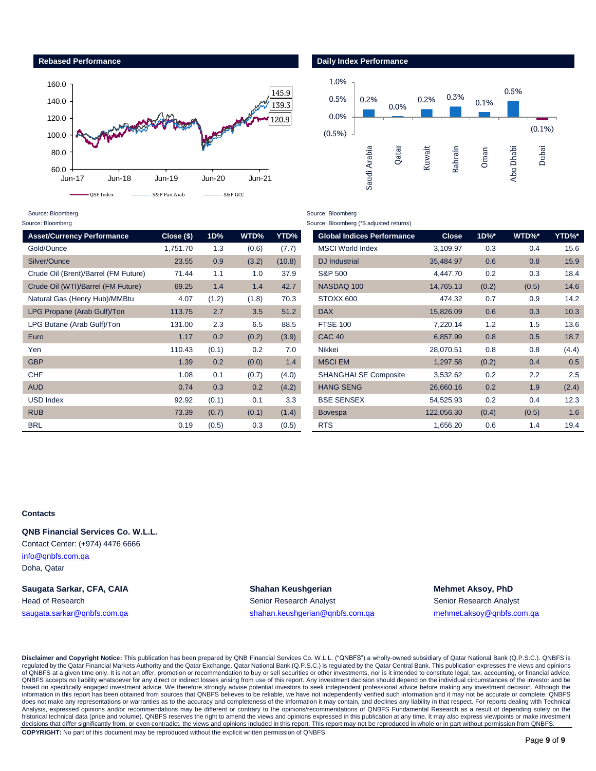### Rebased Performance

160.0
140.0
120.0
100.0
80.0
60.0

Jun-17 Jun-18 Jun-19 Jun-20 Jun-21

145.9
139.3
120.9

QSE Index S&P Pan Arab S&P GCC

Source: Bloomberg

### Daily Index Performance

1.0%
0.5%
0.0%
(0.5%)

0.2% 0.0% 0.2% 0.3% 0.1% 0.5% (0.1%)

Saudi Arabia Qatar Kuwait Bahrain Oman Abu Dhabi Dubai

Source: Bloomberg

Source: Bloomberg

| Asset/Currency Performance | Close ($) | 1D% | WTD% | YTD% |
|---|---|---|---|---|
| Gold/Ounce | 1,751.70 | 1.3 | (0.6) | (7.7) |
| Silver/Ounce | 23.55 | 0.9 | (3.2) | (10.8) |
| Crude Oil (Brent)/Barrel (FM Future) | 71.44 | 1.1 | 1.0 | 37.9 |
| Crude Oil (WTI)/Barrel (FM Future) | 69.25 | 1.4 | 1.4 | 42.7 |
| Natural Gas (Henry Hub)/MMBtu | 4.07 | (1.2) | (1.8) | 70.3 |
| LPG Propane (Arab Gulf)/Ton | 113.75 | 2.7 | 3.5 | 51.2 |
| LPG Butane (Arab Gulf)/Ton | 131.00 | 2.3 | 6.5 | 88.5 |
| Euro | 1.17 | 0.2 | (0.2) | (3.9) |
| Yen | 110.43 | (0.1) | 0.2 | 7.0 |
| GBP | 1.39 | 0.2 | (0.0) | 1.4 |
| CHF | 1.08 | 0.1 | (0.7) | (4.0) |
| AUD | 0.74 | 0.3 | 0.2 | (4.2) |
| USD Index | 92.92 | (0.1) | 0.1 | 3.3 |
| RUB | 73.39 | (0.7) | (0.1) | (1.4) |
| BRL | 0.19 | (0.5) | 0.3 | (0.5) |

Source: Bloomberg (*$ adjusted returns)

| Global Indices Performance | Close | 1D%* | WTD%* | YTD%* |
|---|---|---|---|---|
| MSCI World Index | 3,109.97 | 0.3 | 0.4 | 15.6 |
| DJ Industrial | 35,484.97 | 0.6 | 0.8 | 15.9 |
| S&P 500 | 4,447.70 | 0.2 | 0.3 | 18.4 |
| NASDAQ 100 | 14,765.13 | (0.2) | (0.5) | 14.6 |
| STOXX 600 | 474.32 | 0.7 | 0.9 | 14.2 |
| DAX | 15,826.09 | 0.6 | 0.3 | 10.3 |
| FTSE 100 | 7,220.14 | 1.2 | 1.5 | 13.6 |
| CAC 40 | 6,857.99 | 0.8 | 0.5 | 18.7 |
| Nikkei | 28,070.51 | 0.8 | 0.8 | (4.4) |
| MSCI EM | 1,297.58 | (0.2) | 0.4 | 0.5 |
| SHANGHAI SE Composite | 3,532.62 | 0.2 | 2.2 | 2.5 |
| HANG SENG | 26,660.16 | 0.2 | 1.9 | (2.4) |
| BSE SENSEX | 54,525.93 | 0.2 | 0.4 | 12.3 |
| Bovespa | 122,056.30 | (0.4) | (0.5) | 1.6 |
| RTS | 1,656.20 | 0.6 | 1.4 | 19.4 |

**Contacts**

**QNB Financial Services Co. W.L.L.**
Contact Center: (+974) 4476 6666
info@qnbfs.com.qa
Doha, Qatar

**Saugata Sarkar, CFA, CAIA**
Head of Research
saugata.sarkar@qnbfs.com.qa

**Shahan Keushgerian**
Senior Research Analyst
shahan.keushgerian@qnbfs.com.qa

**Mehmet Aksoy, PhD**
Senior Research Analyst
mehmet.aksoy@qnbfs.com.qa

**Disclaimer and Copyright Notice:** This publication has been prepared by QNB Financial Services Co. W.L.L. ("QNBFS") a wholly-owned subsidiary of Qatar National Bank (Q.P.S.C.). QNBFS is regulated by the Qatar Financial Markets Authority and the Qatar Exchange. Qatar National Bank (Q.P.S.C.) is regulated by the Qatar Central Bank. This publication expresses the views and opinions of QNBFS at a given time only. It is not an offer, promotion or recommendation to buy or sell securities or other investments, nor is it intended to constitute legal, tax, accounting, or financial advice. QNBFS accepts no liability whatsoever for any direct or indirect losses arising from use of this report. Any investment decision should depend on the individual circumstances of the investor and be based on specifically engaged investment advice. We therefore strongly advise potential investors to seek independent professional advice before making any investment decision. Although the information in this report has been obtained from sources that QNBFS believes to be reliable, we have not independently verified such information and it may not be accurate or complete. QNBFS does not make any representations or warranties as to the accuracy and completeness of the information it may contain, and declines any liability in that respect. For reports dealing with Technical Analysis, expressed opinions and/or recommendations may be different or contrary to the opinions/recommendations of QNBFS Fundamental Research as a result of depending solely on the historical technical data (price and volume). QNBFS reserves the right to amend the views and opinions expressed in this publication at any time. It may also express viewpoints or make investment decisions that differ significantly from, or even contradict, the views and opinions included in this report. This report may not be reproduced in whole or in part without permission from QNBFS.

**COPYRIGHT:** No part of this document may be reproduced without the explicit written permission of QNBFS.